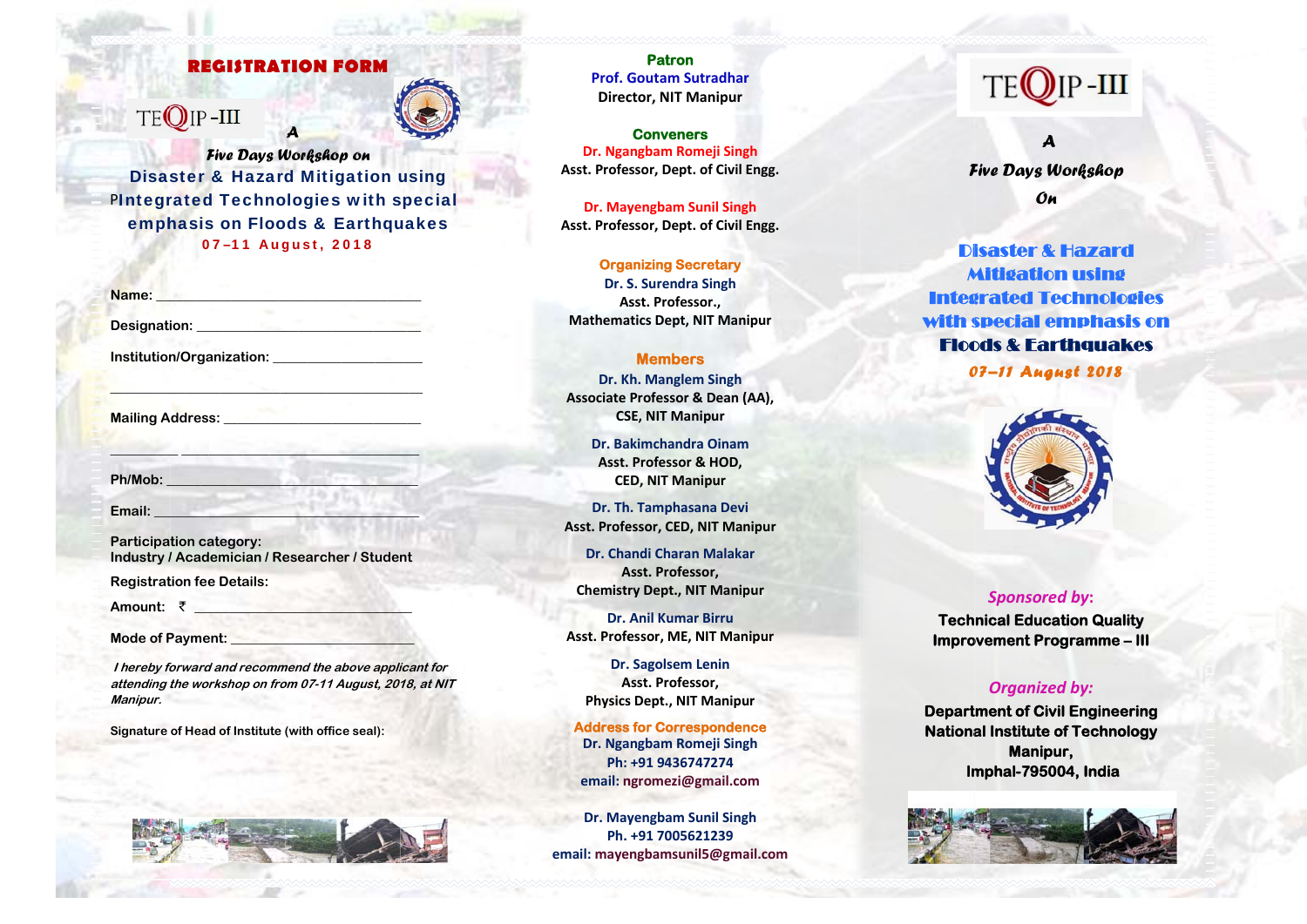# REGISTRATION FORM

TEQIP-III

*A*

***Five Days Workshop on***

**Disaster & Hazard Mitigation using PIntegrated Technologies with special emphasis on Floods & Earthquakes**

**07–11 August, 2018**

Name: ______________________________

Designation: ______________________________

Institution/Organization: ______________________________

______________________________

Mailing Address: ______________________________

______________________________

Ph/Mob: ______________________________

Email: ______________________________

Participation category:
Industry / Academician / Researcher / Student

Registration fee Details:

Amount: ₹ ______________________________

Mode of Payment: ______________________________

*I hereby forward and recommend the above applicant for attending the workshop on from 07-11 August, 2018, at NIT Manipur.*

Signature of Head of Institute (with office seal):

**Patron**
Prof. Goutam Sutradhar
Director, NIT Manipur

**Conveners**
Dr. Ngangbam Romeji Singh
Asst. Professor, Dept. of Civil Engg.

Dr. Mayengbam Sunil Singh
Asst. Professor, Dept. of Civil Engg.

**Organizing Secretary**
Dr. S. Surendra Singh
Asst. Professor.,
Mathematics Dept, NIT Manipur

**Members**

Dr. Kh. Manglem Singh
Associate Professor & Dean (AA),
CSE, NIT Manipur

Dr. Bakimchandra Oinam
Asst. Professor & HOD,
CED, NIT Manipur

Dr. Th. Tamphasana Devi
Asst. Professor, CED, NIT Manipur

Dr. Chandi Charan Malakar
Asst. Professor,
Chemistry Dept., NIT Manipur

Dr. Anil Kumar Birru
Asst. Professor, ME, NIT Manipur

Dr. Sagolsem Lenin
Asst. Professor,
Physics Dept., NIT Manipur

**Address for Correspondence**
Dr. Ngangbam Romeji Singh
Ph: +91 9436747274
email: ngromezi@gmail.com

Dr. Mayengbam Sunil Singh
Ph. +91 7005621239
email: mayengbamsunil5@gmail.com

TEQIP-III

*A*

***Five Days Workshop***

***On***

## Disaster & Hazard Mitigation using Integrated Technologies with special emphasis on Floods & Earthquakes

***07–11 August 2018***

***Sponsored by:***
**Technical Education Quality Improvement Programme – III**

***Organized by:***
**Department of Civil Engineering
National Institute of Technology
Manipur,
Imphal-795004, India**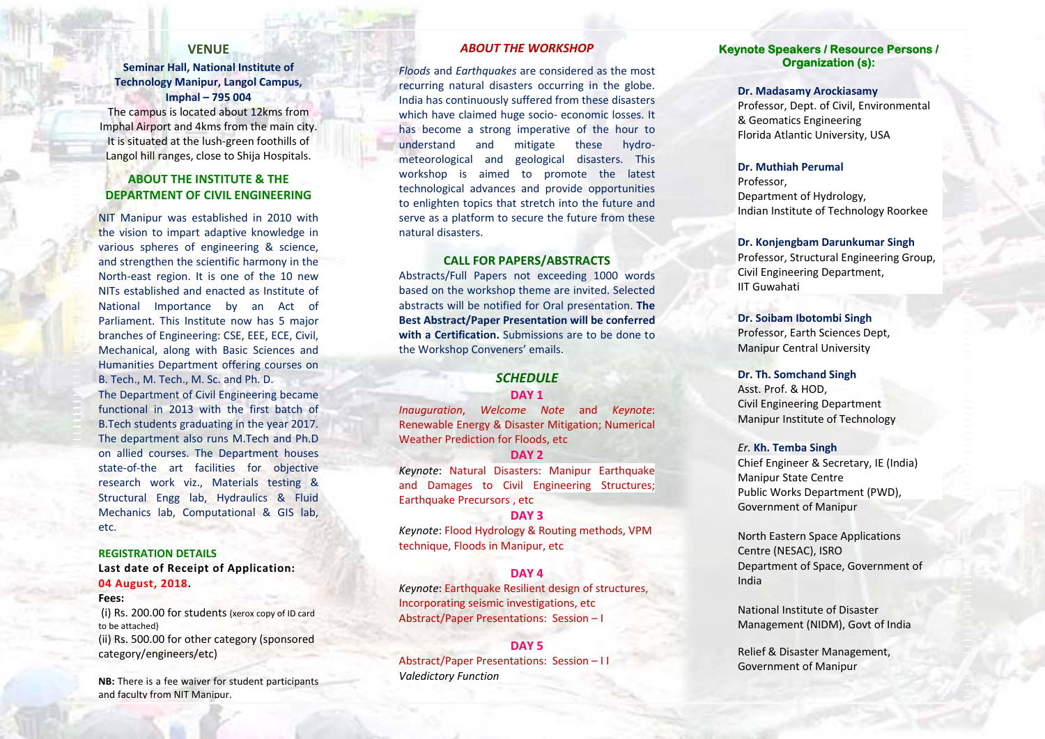## VENUE

**Seminar Hall, National Institute of Technology Manipur, Langol Campus, Imphal – 795 004**

The campus is located about 12kms from Imphal Airport and 4kms from the main city. It is situated at the lush-green foothills of Langol hill ranges, close to Shija Hospitals.

## ABOUT THE INSTITUTE & THE DEPARTMENT OF CIVIL ENGINEERING

NIT Manipur was established in 2010 with the vision to impart adaptive knowledge in various spheres of engineering & science, and strengthen the scientific harmony in the North-east region. It is one of the 10 new NITs established and enacted as Institute of National Importance by an Act of Parliament. This Institute now has 5 major branches of Engineering: CSE, EEE, ECE, Civil, Mechanical, along with Basic Sciences and Humanities Department offering courses on B. Tech., M. Tech., M. Sc. and Ph. D.

The Department of Civil Engineering became functional in 2013 with the first batch of B.Tech students graduating in the year 2017. The department also runs M.Tech and Ph.D on allied courses. The Department houses state-of-the art facilities for objective research work viz., Materials testing & Structural Engg lab, Hydraulics & Fluid Mechanics lab, Computational & GIS lab, etc.

### REGISTRATION DETAILS

**Last date of Receipt of Application: 04 August, 2018.**

**Fees:**

(i) Rs. 200.00 for students (xerox copy of ID card to be attached)

(ii) Rs. 500.00 for other category (sponsored category/engineers/etc)

**NB:** There is a fee waiver for student participants and faculty from NIT Manipur.

## *ABOUT THE WORKSHOP*

*Floods* and *Earthquakes* are considered as the most recurring natural disasters occurring in the globe. India has continuously suffered from these disasters which have claimed huge socio- economic losses. It has become a strong imperative of the hour to understand and mitigate these hydro-meteorological and geological disasters. This workshop is aimed to promote the latest technological advances and provide opportunities to enlighten topics that stretch into the future and serve as a platform to secure the future from these natural disasters.

## CALL FOR PAPERS/ABSTRACTS

Abstracts/Full Papers not exceeding 1000 words based on the workshop theme are invited. Selected abstracts will be notified for Oral presentation. **The Best Abstract/Paper Presentation will be conferred with a Certification.** Submissions are to be done to the Workshop Conveners' emails.

## *SCHEDULE*

**DAY 1**

*Inauguration*, *Welcome Note* and *Keynote*: Renewable Energy & Disaster Mitigation; Numerical Weather Prediction for Floods, etc

**DAY 2**

*Keynote*: Natural Disasters: Manipur Earthquake and Damages to Civil Engineering Structures; Earthquake Precursors , etc

**DAY 3**

*Keynote*: Flood Hydrology & Routing methods, VPM technique, Floods in Manipur, etc

**DAY 4**

*Keynote*: Earthquake Resilient design of structures, Incorporating seismic investigations, etc

Abstract/Paper Presentations: Session – I

**DAY 5**

Abstract/Paper Presentations: Session – I I

*Valedictory Function*

## Keynote Speakers / Resource Persons / Organization (s):

**Dr. Madasamy Arockiasamy**
Professor, Dept. of Civil, Environmental & Geomatics Engineering
Florida Atlantic University, USA

**Dr. Muthiah Perumal**
Professor,
Department of Hydrology,
Indian Institute of Technology Roorkee

**Dr. Konjengbam Darunkumar Singh**
Professor, Structural Engineering Group,
Civil Engineering Department,
IIT Guwahati

**Dr. Soibam Ibotombi Singh**
Professor, Earth Sciences Dept,
Manipur Central University

**Dr. Th. Somchand Singh**
Asst. Prof. & HOD,
Civil Engineering Department
Manipur Institute of Technology

*Er.* **Kh. Temba Singh**
Chief Engineer & Secretary, IE (India)
Manipur State Centre
Public Works Department (PWD),
Government of Manipur

North Eastern Space Applications Centre (NESAC), ISRO
Department of Space, Government of India

National Institute of Disaster Management (NIDM), Govt of India

Relief & Disaster Management,
Government of Manipur